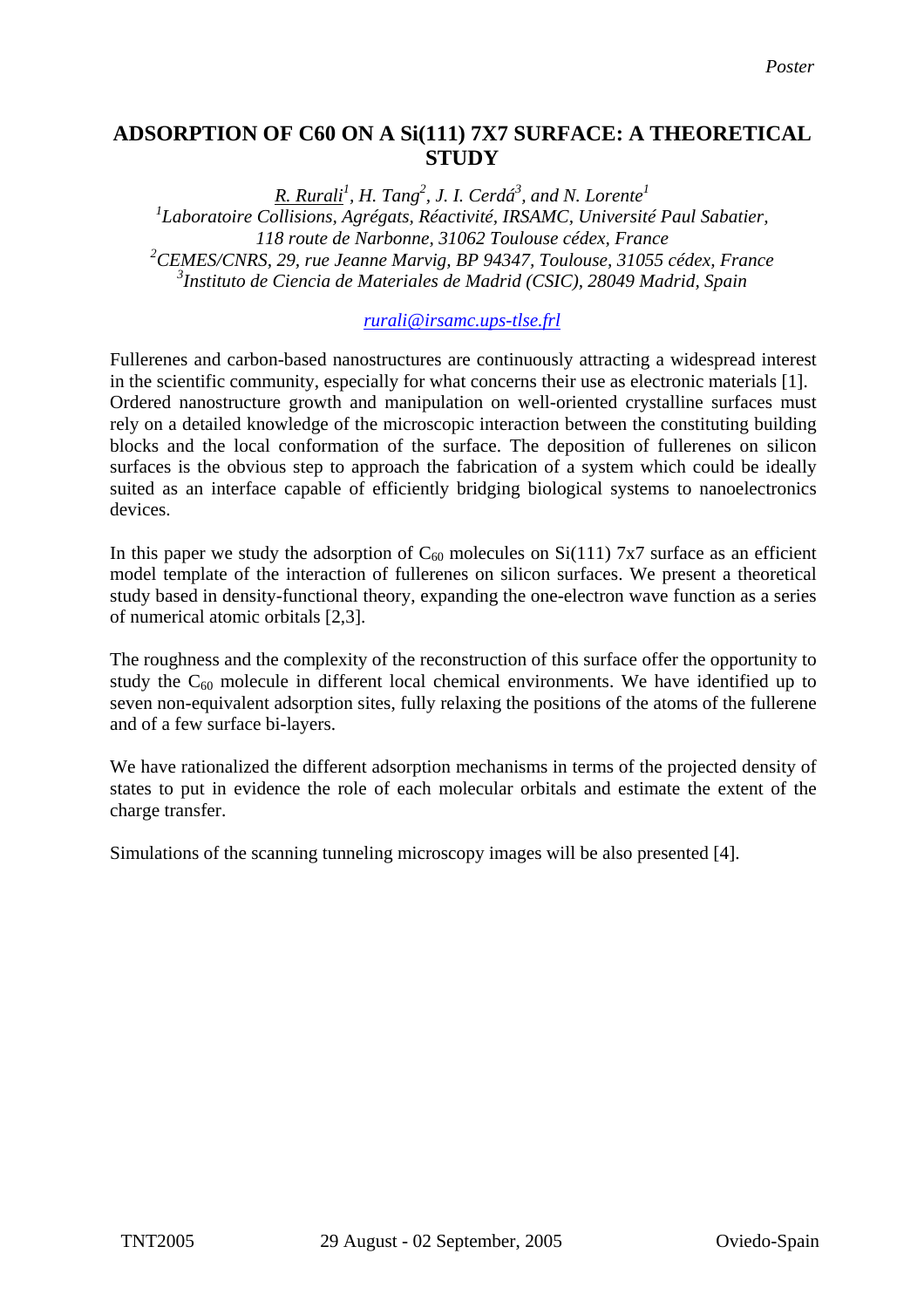*Poster*

# ADSORPTION OF C60 ON A Si(111) 7X7 SURFACE: A THEORETICAL STUDY

*R. Rurali[1], H. Tang[2], J. I. Cerdá[3], and N. Lorente[1]*

*[1]Laboratoire Collisions, Agrégats, Réactivité, IRSAMC, Université Paul Sabatier, 118 route de Narbonne, 31062 Toulouse cédex, France*
*[2]CEMES/CNRS, 29, rue Jeanne Marvig, BP 94347, Toulouse, 31055 cédex, France*
*[3]Instituto de Ciencia de Materiales de Madrid (CSIC), 28049 Madrid, Spain*

rurali@irsamc.ups-tlse.frl

Fullerenes and carbon-based nanostructures are continuously attracting a widespread interest in the scientific community, especially for what concerns their use as electronic materials [1]. Ordered nanostructure growth and manipulation on well-oriented crystalline surfaces must rely on a detailed knowledge of the microscopic interaction between the constituting building blocks and the local conformation of the surface. The deposition of fullerenes on silicon surfaces is the obvious step to approach the fabrication of a system which could be ideally suited as an interface capable of efficiently bridging biological systems to nanoelectronics devices.

In this paper we study the adsorption of $C_{60}$ molecules on Si(111) 7x7 surface as an efficient model template of the interaction of fullerenes on silicon surfaces. We present a theoretical study based in density-functional theory, expanding the one-electron wave function as a series of numerical atomic orbitals [2,3].

The roughness and the complexity of the reconstruction of this surface offer the opportunity to study the $C_{60}$ molecule in different local chemical environments. We have identified up to seven non-equivalent adsorption sites, fully relaxing the positions of the atoms of the fullerene and of a few surface bi-layers.

We have rationalized the different adsorption mechanisms in terms of the projected density of states to put in evidence the role of each molecular orbitals and estimate the extent of the charge transfer.

Simulations of the scanning tunneling microscopy images will be also presented [4].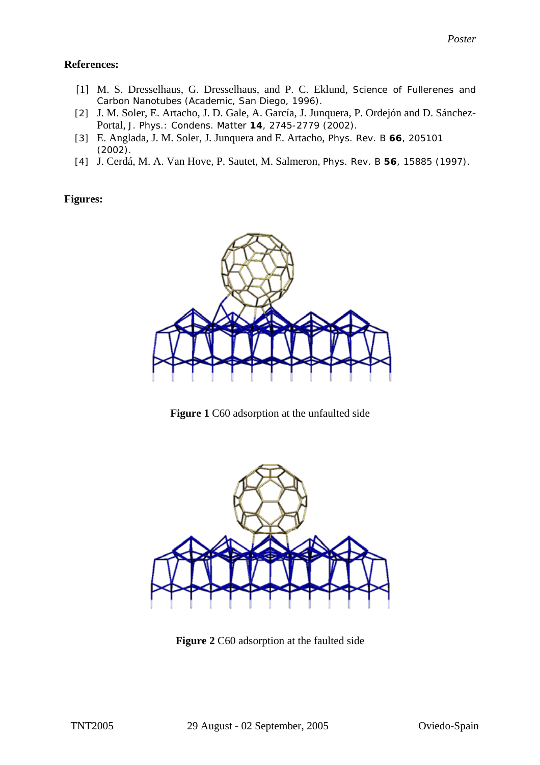**References:**

[1] M. S. Dresselhaus, G. Dresselhaus, and P. C. Eklund, Science of Fullerenes and Carbon Nanotubes (Academic, San Diego, 1996).

[2] J. M. Soler, E. Artacho, J. D. Gale, A. García, J. Junquera, P. Ordejón and D. Sánchez-Portal, J. Phys.: Condens. Matter **14**, 2745-2779 (2002).

[3] E. Anglada, J. M. Soler, J. Junquera and E. Artacho, Phys. Rev. B **66**, 205101 (2002).

[4] J. Cerdá, M. A. Van Hove, P. Sautet, M. Salmeron, Phys. Rev. B **56**, 15885 (1997).

**Figures:**

**Figure 1** C60 adsorption at the unfaulted side

**Figure 2** C60 adsorption at the faulted side